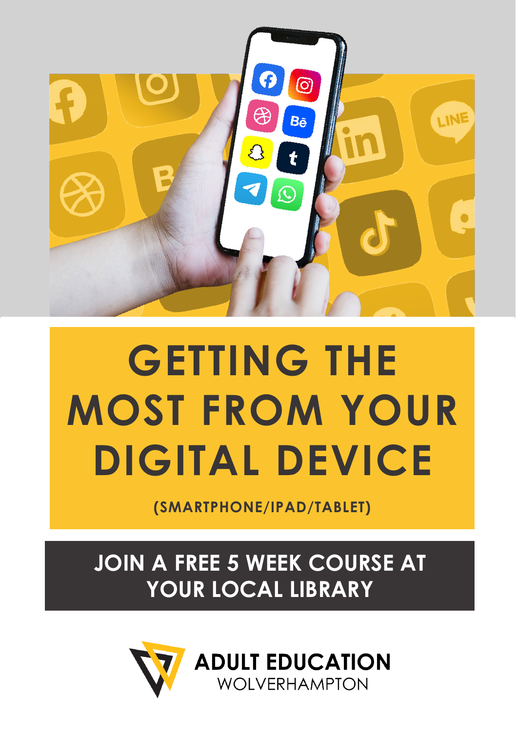# GETTING THE MOST FROM YOUR DIGITAL DEVICE

**(SMARTPHONE/IPAD/TABLET)**

## JOIN A FREE 5 WEEK COURSE AT YOUR LOCAL LIBRARY

**ADULT EDUCATION**
WOLVERHAMPTON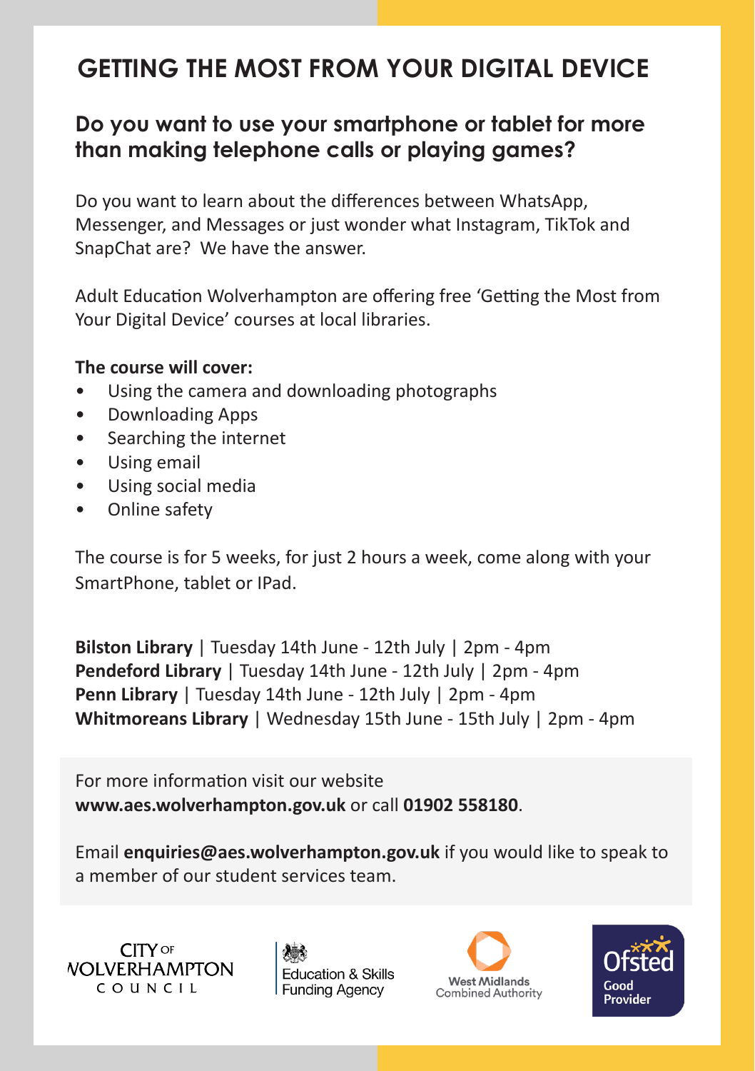# GETTING THE MOST FROM YOUR DIGITAL DEVICE

## Do you want to use your smartphone or tablet for more than making telephone calls or playing games?

Do you want to learn about the differences between WhatsApp, Messenger, and Messages or just wonder what Instagram, TikTok and SnapChat are? We have the answer.

Adult Education Wolverhampton are offering free 'Getting the Most from Your Digital Device' courses at local libraries.

**The course will cover:**

- Using the camera and downloading photographs
- Downloading Apps
- Searching the internet
- Using email
- Using social media
- Online safety

The course is for 5 weeks, for just 2 hours a week, come along with your SmartPhone, tablet or IPad.

**Bilston Library** | Tuesday 14th June - 12th July | 2pm - 4pm
**Pendeford Library** | Tuesday 14th June - 12th July | 2pm - 4pm
**Penn Library** | Tuesday 14th June - 12th July | 2pm - 4pm
**Whitmoreans Library** | Wednesday 15th June - 15th July | 2pm - 4pm

For more information visit our website **www.aes.wolverhampton.gov.uk** or call **01902 558180**.

Email **enquiries@aes.wolverhampton.gov.uk** if you would like to speak to a member of our student services team.

CITY OF WOLVERHAMPTON COUNCIL

Education & Skills Funding Agency

West Midlands Combined Authority

Ofsted Good Provider